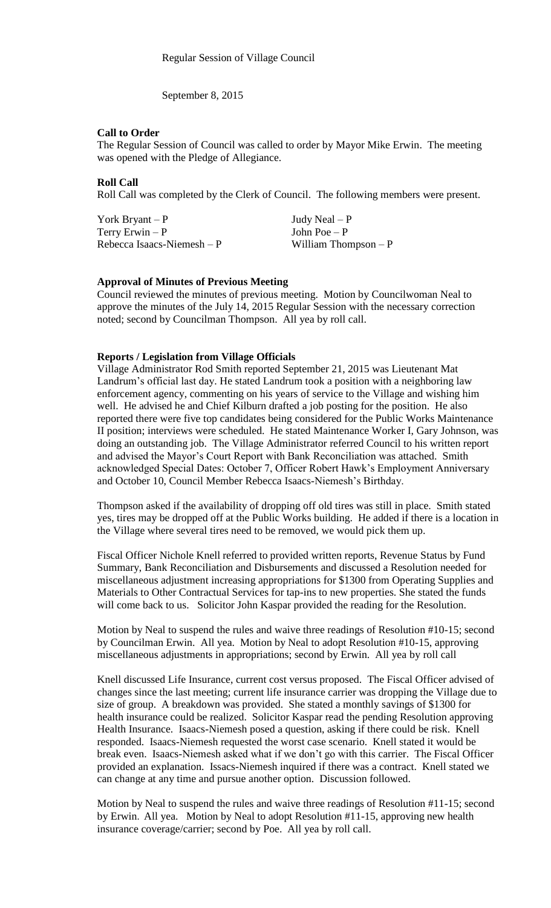Regular Session of Village Council

September 8, 2015

**Call to Order**

The Regular Session of Council was called to order by Mayor Mike Erwin. The meeting was opened with the Pledge of Allegiance.

**Roll Call**

Roll Call was completed by the Clerk of Council. The following members were present.

| | |
|---|---|
| York Bryant – P | Judy Neal – P |
| Terry Erwin – P | John Poe – P |
| Rebecca Isaacs-Niemesh – P | William Thompson – P |

**Approval of Minutes of Previous Meeting**

Council reviewed the minutes of previous meeting. Motion by Councilwoman Neal to approve the minutes of the July 14, 2015 Regular Session with the necessary correction noted; second by Councilman Thompson. All yea by roll call.

**Reports / Legislation from Village Officials**

Village Administrator Rod Smith reported September 21, 2015 was Lieutenant Mat Landrum's official last day. He stated Landrum took a position with a neighboring law enforcement agency, commenting on his years of service to the Village and wishing him well. He advised he and Chief Kilburn drafted a job posting for the position. He also reported there were five top candidates being considered for the Public Works Maintenance II position; interviews were scheduled. He stated Maintenance Worker I, Gary Johnson, was doing an outstanding job. The Village Administrator referred Council to his written report and advised the Mayor's Court Report with Bank Reconciliation was attached. Smith acknowledged Special Dates: October 7, Officer Robert Hawk's Employment Anniversary and October 10, Council Member Rebecca Isaacs-Niemesh's Birthday.

Thompson asked if the availability of dropping off old tires was still in place. Smith stated yes, tires may be dropped off at the Public Works building. He added if there is a location in the Village where several tires need to be removed, we would pick them up.

Fiscal Officer Nichole Knell referred to provided written reports, Revenue Status by Fund Summary, Bank Reconciliation and Disbursements and discussed a Resolution needed for miscellaneous adjustment increasing appropriations for $1300 from Operating Supplies and Materials to Other Contractual Services for tap-ins to new properties. She stated the funds will come back to us. Solicitor John Kaspar provided the reading for the Resolution.

Motion by Neal to suspend the rules and waive three readings of Resolution #10-15; second by Councilman Erwin. All yea. Motion by Neal to adopt Resolution #10-15, approving miscellaneous adjustments in appropriations; second by Erwin. All yea by roll call

Knell discussed Life Insurance, current cost versus proposed. The Fiscal Officer advised of changes since the last meeting; current life insurance carrier was dropping the Village due to size of group. A breakdown was provided. She stated a monthly savings of $1300 for health insurance could be realized. Solicitor Kaspar read the pending Resolution approving Health Insurance. Isaacs-Niemesh posed a question, asking if there could be risk. Knell responded. Isaacs-Niemesh requested the worst case scenario. Knell stated it would be break even. Isaacs-Niemesh asked what if we don't go with this carrier. The Fiscal Officer provided an explanation. Issacs-Niemesh inquired if there was a contract. Knell stated we can change at any time and pursue another option. Discussion followed.

Motion by Neal to suspend the rules and waive three readings of Resolution #11-15; second by Erwin. All yea. Motion by Neal to adopt Resolution #11-15, approving new health insurance coverage/carrier; second by Poe. All yea by roll call.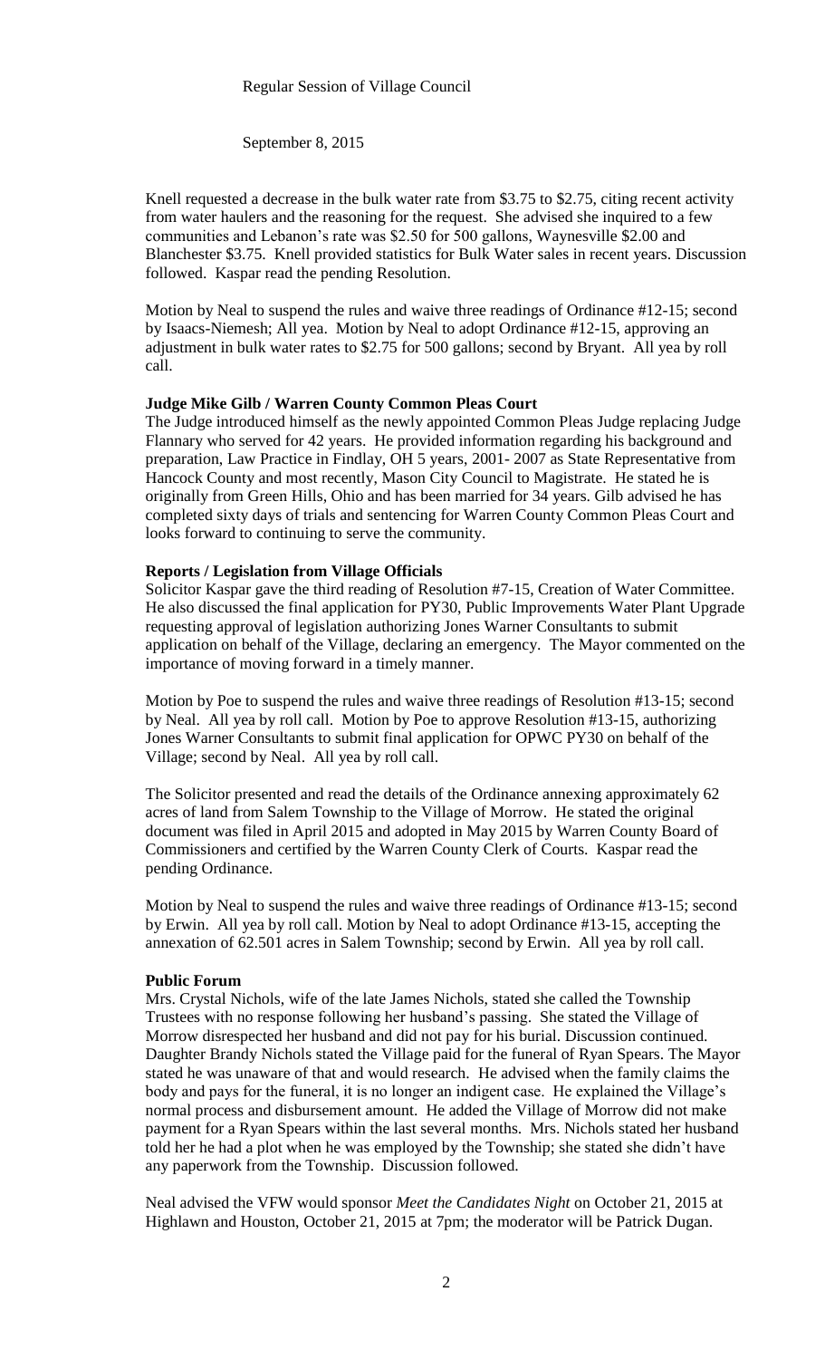Regular Session of Village Council

September 8, 2015

Knell requested a decrease in the bulk water rate from $3.75 to $2.75, citing recent activity from water haulers and the reasoning for the request. She advised she inquired to a few communities and Lebanon's rate was $2.50 for 500 gallons, Waynesville $2.00 and Blanchester $3.75. Knell provided statistics for Bulk Water sales in recent years. Discussion followed. Kaspar read the pending Resolution.

Motion by Neal to suspend the rules and waive three readings of Ordinance #12-15; second by Isaacs-Niemesh; All yea. Motion by Neal to adopt Ordinance #12-15, approving an adjustment in bulk water rates to $2.75 for 500 gallons; second by Bryant. All yea by roll call.

**Judge Mike Gilb / Warren County Common Pleas Court**

The Judge introduced himself as the newly appointed Common Pleas Judge replacing Judge Flannary who served for 42 years. He provided information regarding his background and preparation, Law Practice in Findlay, OH 5 years, 2001- 2007 as State Representative from Hancock County and most recently, Mason City Council to Magistrate. He stated he is originally from Green Hills, Ohio and has been married for 34 years. Gilb advised he has completed sixty days of trials and sentencing for Warren County Common Pleas Court and looks forward to continuing to serve the community.

**Reports / Legislation from Village Officials**

Solicitor Kaspar gave the third reading of Resolution #7-15, Creation of Water Committee. He also discussed the final application for PY30, Public Improvements Water Plant Upgrade requesting approval of legislation authorizing Jones Warner Consultants to submit application on behalf of the Village, declaring an emergency. The Mayor commented on the importance of moving forward in a timely manner.

Motion by Poe to suspend the rules and waive three readings of Resolution #13-15; second by Neal. All yea by roll call. Motion by Poe to approve Resolution #13-15, authorizing Jones Warner Consultants to submit final application for OPWC PY30 on behalf of the Village; second by Neal. All yea by roll call.

The Solicitor presented and read the details of the Ordinance annexing approximately 62 acres of land from Salem Township to the Village of Morrow. He stated the original document was filed in April 2015 and adopted in May 2015 by Warren County Board of Commissioners and certified by the Warren County Clerk of Courts. Kaspar read the pending Ordinance.

Motion by Neal to suspend the rules and waive three readings of Ordinance #13-15; second by Erwin. All yea by roll call. Motion by Neal to adopt Ordinance #13-15, accepting the annexation of 62.501 acres in Salem Township; second by Erwin. All yea by roll call.

**Public Forum**

Mrs. Crystal Nichols, wife of the late James Nichols, stated she called the Township Trustees with no response following her husband's passing. She stated the Village of Morrow disrespected her husband and did not pay for his burial. Discussion continued. Daughter Brandy Nichols stated the Village paid for the funeral of Ryan Spears. The Mayor stated he was unaware of that and would research. He advised when the family claims the body and pays for the funeral, it is no longer an indigent case. He explained the Village's normal process and disbursement amount. He added the Village of Morrow did not make payment for a Ryan Spears within the last several months. Mrs. Nichols stated her husband told her he had a plot when he was employed by the Township; she stated she didn't have any paperwork from the Township. Discussion followed.

Neal advised the VFW would sponsor *Meet the Candidates Night* on October 21, 2015 at Highlawn and Houston, October 21, 2015 at 7pm; the moderator will be Patrick Dugan.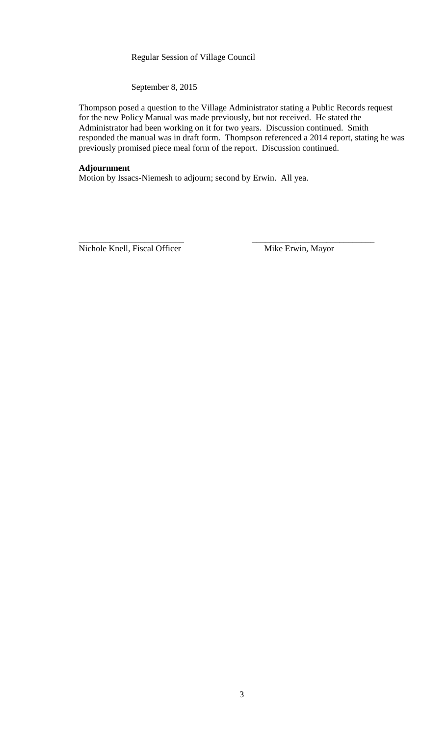Regular Session of Village Council

September 8, 2015

Thompson posed a question to the Village Administrator stating a Public Records request for the new Policy Manual was made previously, but not received. He stated the Administrator had been working on it for two years. Discussion continued. Smith responded the manual was in draft form. Thompson referenced a 2014 report, stating he was previously promised piece meal form of the report. Discussion continued.

**Adjournment**
Motion by Issacs-Niemesh to adjourn; second by Erwin. All yea.

________________________ ____________________________
Nichole Knell, Fiscal Officer Mike Erwin, Mayor